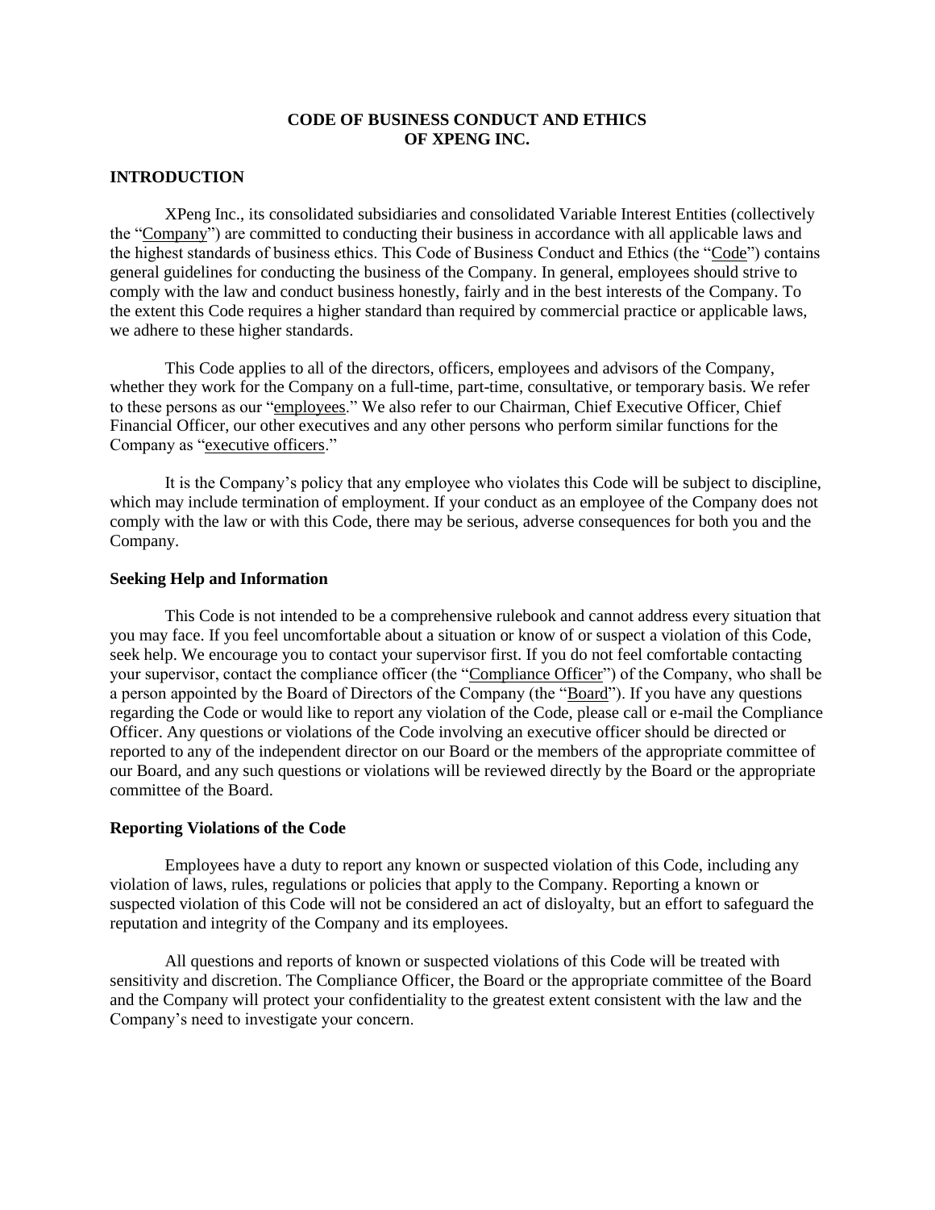# CODE OF BUSINESS CONDUCT AND ETHICS OF XPENG INC.

## INTRODUCTION

XPeng Inc., its consolidated subsidiaries and consolidated Variable Interest Entities (collectively the "Company") are committed to conducting their business in accordance with all applicable laws and the highest standards of business ethics. This Code of Business Conduct and Ethics (the "Code") contains general guidelines for conducting the business of the Company. In general, employees should strive to comply with the law and conduct business honestly, fairly and in the best interests of the Company. To the extent this Code requires a higher standard than required by commercial practice or applicable laws, we adhere to these higher standards.

This Code applies to all of the directors, officers, employees and advisors of the Company, whether they work for the Company on a full-time, part-time, consultative, or temporary basis. We refer to these persons as our "employees." We also refer to our Chairman, Chief Executive Officer, Chief Financial Officer, our other executives and any other persons who perform similar functions for the Company as "executive officers."

It is the Company's policy that any employee who violates this Code will be subject to discipline, which may include termination of employment. If your conduct as an employee of the Company does not comply with the law or with this Code, there may be serious, adverse consequences for both you and the Company.

### Seeking Help and Information

This Code is not intended to be a comprehensive rulebook and cannot address every situation that you may face. If you feel uncomfortable about a situation or know of or suspect a violation of this Code, seek help. We encourage you to contact your supervisor first. If you do not feel comfortable contacting your supervisor, contact the compliance officer (the "Compliance Officer") of the Company, who shall be a person appointed by the Board of Directors of the Company (the "Board"). If you have any questions regarding the Code or would like to report any violation of the Code, please call or e-mail the Compliance Officer. Any questions or violations of the Code involving an executive officer should be directed or reported to any of the independent director on our Board or the members of the appropriate committee of our Board, and any such questions or violations will be reviewed directly by the Board or the appropriate committee of the Board.

### Reporting Violations of the Code

Employees have a duty to report any known or suspected violation of this Code, including any violation of laws, rules, regulations or policies that apply to the Company. Reporting a known or suspected violation of this Code will not be considered an act of disloyalty, but an effort to safeguard the reputation and integrity of the Company and its employees.

All questions and reports of known or suspected violations of this Code will be treated with sensitivity and discretion. The Compliance Officer, the Board or the appropriate committee of the Board and the Company will protect your confidentiality to the greatest extent consistent with the law and the Company's need to investigate your concern.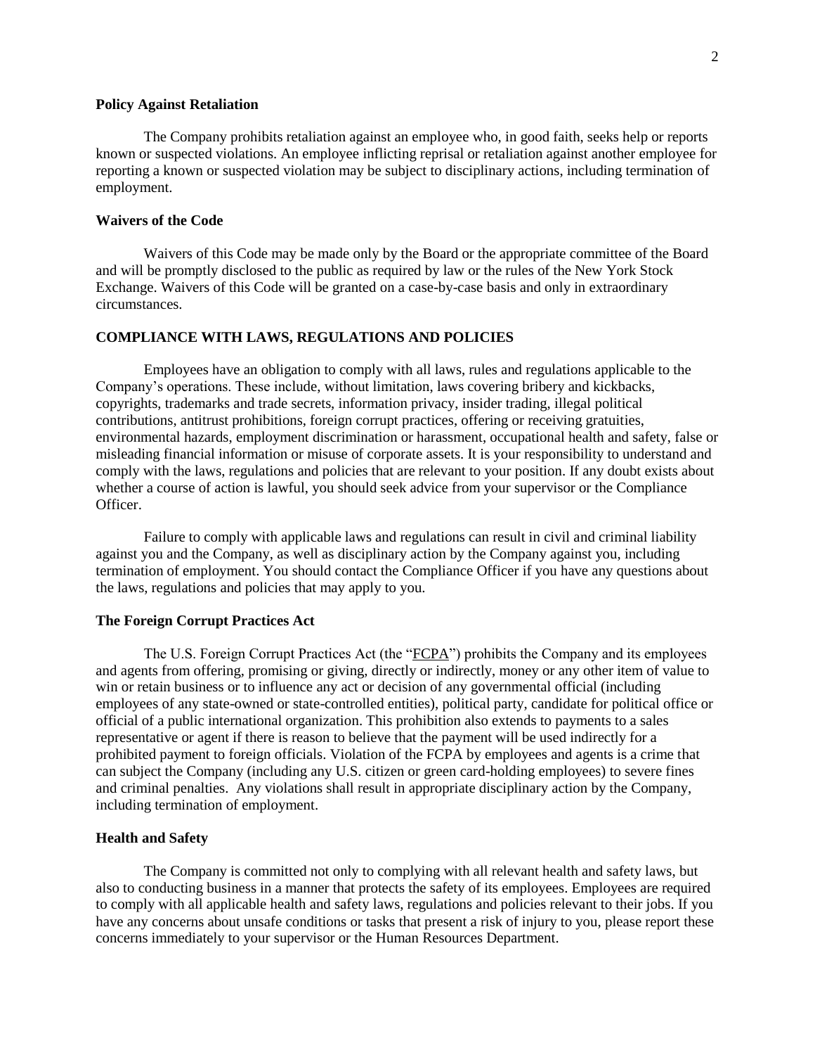### Policy Against Retaliation

The Company prohibits retaliation against an employee who, in good faith, seeks help or reports known or suspected violations. An employee inflicting reprisal or retaliation against another employee for reporting a known or suspected violation may be subject to disciplinary actions, including termination of employment.

### Waivers of the Code

Waivers of this Code may be made only by the Board or the appropriate committee of the Board and will be promptly disclosed to the public as required by law or the rules of the New York Stock Exchange. Waivers of this Code will be granted on a case-by-case basis and only in extraordinary circumstances.

## COMPLIANCE WITH LAWS, REGULATIONS AND POLICIES

Employees have an obligation to comply with all laws, rules and regulations applicable to the Company's operations. These include, without limitation, laws covering bribery and kickbacks, copyrights, trademarks and trade secrets, information privacy, insider trading, illegal political contributions, antitrust prohibitions, foreign corrupt practices, offering or receiving gratuities, environmental hazards, employment discrimination or harassment, occupational health and safety, false or misleading financial information or misuse of corporate assets. It is your responsibility to understand and comply with the laws, regulations and policies that are relevant to your position. If any doubt exists about whether a course of action is lawful, you should seek advice from your supervisor or the Compliance Officer.

Failure to comply with applicable laws and regulations can result in civil and criminal liability against you and the Company, as well as disciplinary action by the Company against you, including termination of employment. You should contact the Compliance Officer if you have any questions about the laws, regulations and policies that may apply to you.

### The Foreign Corrupt Practices Act

The U.S. Foreign Corrupt Practices Act (the "FCPA") prohibits the Company and its employees and agents from offering, promising or giving, directly or indirectly, money or any other item of value to win or retain business or to influence any act or decision of any governmental official (including employees of any state-owned or state-controlled entities), political party, candidate for political office or official of a public international organization. This prohibition also extends to payments to a sales representative or agent if there is reason to believe that the payment will be used indirectly for a prohibited payment to foreign officials. Violation of the FCPA by employees and agents is a crime that can subject the Company (including any U.S. citizen or green card-holding employees) to severe fines and criminal penalties. Any violations shall result in appropriate disciplinary action by the Company, including termination of employment.

### Health and Safety

The Company is committed not only to complying with all relevant health and safety laws, but also to conducting business in a manner that protects the safety of its employees. Employees are required to comply with all applicable health and safety laws, regulations and policies relevant to their jobs. If you have any concerns about unsafe conditions or tasks that present a risk of injury to you, please report these concerns immediately to your supervisor or the Human Resources Department.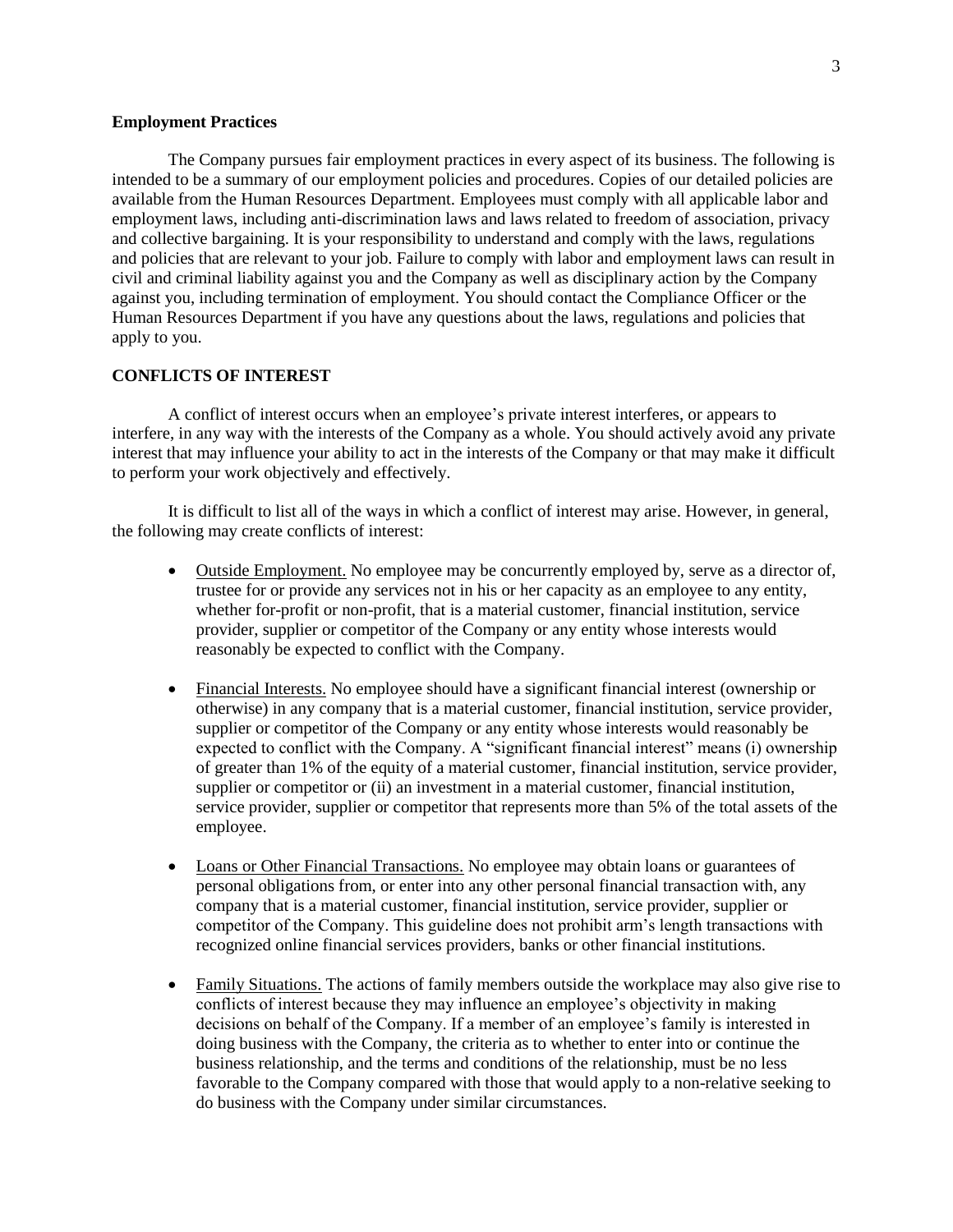**Employment Practices**

The Company pursues fair employment practices in every aspect of its business. The following is intended to be a summary of our employment policies and procedures. Copies of our detailed policies are available from the Human Resources Department. Employees must comply with all applicable labor and employment laws, including anti-discrimination laws and laws related to freedom of association, privacy and collective bargaining. It is your responsibility to understand and comply with the laws, regulations and policies that are relevant to your job. Failure to comply with labor and employment laws can result in civil and criminal liability against you and the Company as well as disciplinary action by the Company against you, including termination of employment. You should contact the Compliance Officer or the Human Resources Department if you have any questions about the laws, regulations and policies that apply to you.

**CONFLICTS OF INTEREST**

A conflict of interest occurs when an employee's private interest interferes, or appears to interfere, in any way with the interests of the Company as a whole. You should actively avoid any private interest that may influence your ability to act in the interests of the Company or that may make it difficult to perform your work objectively and effectively.

It is difficult to list all of the ways in which a conflict of interest may arise. However, in general, the following may create conflicts of interest:

- <u>Outside Employment.</u> No employee may be concurrently employed by, serve as a director of, trustee for or provide any services not in his or her capacity as an employee to any entity, whether for-profit or non-profit, that is a material customer, financial institution, service provider, supplier or competitor of the Company or any entity whose interests would reasonably be expected to conflict with the Company.

- <u>Financial Interests.</u> No employee should have a significant financial interest (ownership or otherwise) in any company that is a material customer, financial institution, service provider, supplier or competitor of the Company or any entity whose interests would reasonably be expected to conflict with the Company. A "significant financial interest" means (i) ownership of greater than 1% of the equity of a material customer, financial institution, service provider, supplier or competitor or (ii) an investment in a material customer, financial institution, service provider, supplier or competitor that represents more than 5% of the total assets of the employee.

- <u>Loans or Other Financial Transactions.</u> No employee may obtain loans or guarantees of personal obligations from, or enter into any other personal financial transaction with, any company that is a material customer, financial institution, service provider, supplier or competitor of the Company. This guideline does not prohibit arm's length transactions with recognized online financial services providers, banks or other financial institutions.

- <u>Family Situations.</u> The actions of family members outside the workplace may also give rise to conflicts of interest because they may influence an employee's objectivity in making decisions on behalf of the Company. If a member of an employee's family is interested in doing business with the Company, the criteria as to whether to enter into or continue the business relationship, and the terms and conditions of the relationship, must be no less favorable to the Company compared with those that would apply to a non-relative seeking to do business with the Company under similar circumstances.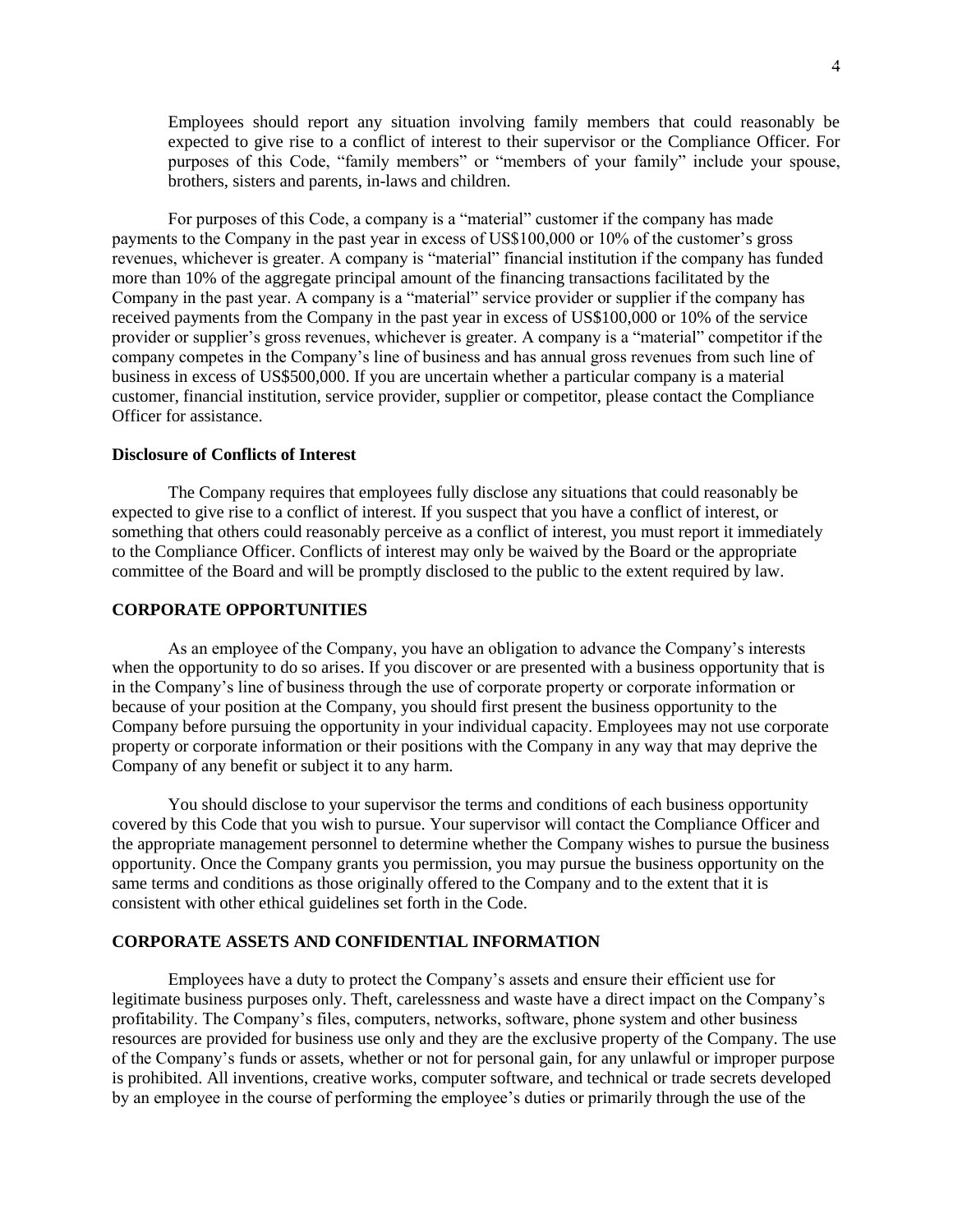Employees should report any situation involving family members that could reasonably be expected to give rise to a conflict of interest to their supervisor or the Compliance Officer. For purposes of this Code, "family members" or "members of your family" include your spouse, brothers, sisters and parents, in-laws and children.

For purposes of this Code, a company is a "material" customer if the company has made payments to the Company in the past year in excess of US$100,000 or 10% of the customer's gross revenues, whichever is greater. A company is "material" financial institution if the company has funded more than 10% of the aggregate principal amount of the financing transactions facilitated by the Company in the past year. A company is a "material" service provider or supplier if the company has received payments from the Company in the past year in excess of US$100,000 or 10% of the service provider or supplier's gross revenues, whichever is greater. A company is a "material" competitor if the company competes in the Company's line of business and has annual gross revenues from such line of business in excess of US$500,000. If you are uncertain whether a particular company is a material customer, financial institution, service provider, supplier or competitor, please contact the Compliance Officer for assistance.

**Disclosure of Conflicts of Interest**

The Company requires that employees fully disclose any situations that could reasonably be expected to give rise to a conflict of interest. If you suspect that you have a conflict of interest, or something that others could reasonably perceive as a conflict of interest, you must report it immediately to the Compliance Officer. Conflicts of interest may only be waived by the Board or the appropriate committee of the Board and will be promptly disclosed to the public to the extent required by law.

## CORPORATE OPPORTUNITIES

As an employee of the Company, you have an obligation to advance the Company's interests when the opportunity to do so arises. If you discover or are presented with a business opportunity that is in the Company's line of business through the use of corporate property or corporate information or because of your position at the Company, you should first present the business opportunity to the Company before pursuing the opportunity in your individual capacity. Employees may not use corporate property or corporate information or their positions with the Company in any way that may deprive the Company of any benefit or subject it to any harm.

You should disclose to your supervisor the terms and conditions of each business opportunity covered by this Code that you wish to pursue. Your supervisor will contact the Compliance Officer and the appropriate management personnel to determine whether the Company wishes to pursue the business opportunity. Once the Company grants you permission, you may pursue the business opportunity on the same terms and conditions as those originally offered to the Company and to the extent that it is consistent with other ethical guidelines set forth in the Code.

## CORPORATE ASSETS AND CONFIDENTIAL INFORMATION

Employees have a duty to protect the Company's assets and ensure their efficient use for legitimate business purposes only. Theft, carelessness and waste have a direct impact on the Company's profitability. The Company's files, computers, networks, software, phone system and other business resources are provided for business use only and they are the exclusive property of the Company. The use of the Company's funds or assets, whether or not for personal gain, for any unlawful or improper purpose is prohibited. All inventions, creative works, computer software, and technical or trade secrets developed by an employee in the course of performing the employee's duties or primarily through the use of the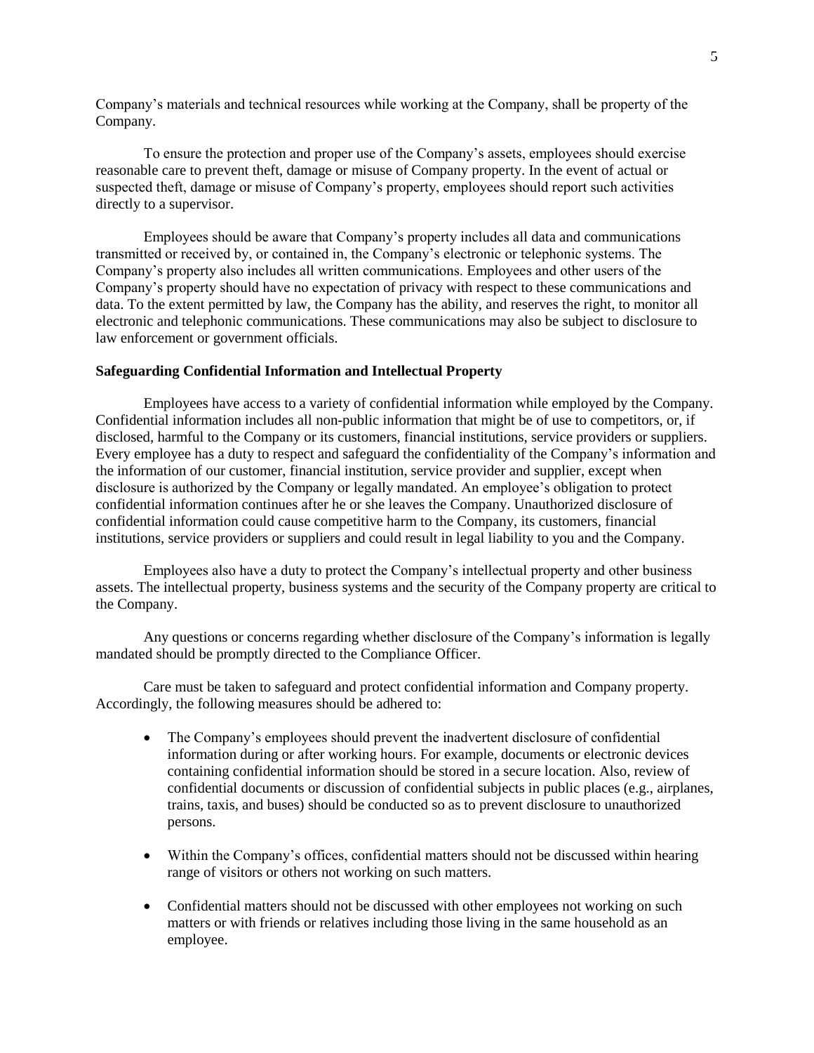Company's materials and technical resources while working at the Company, shall be property of the Company.

To ensure the protection and proper use of the Company's assets, employees should exercise reasonable care to prevent theft, damage or misuse of Company property. In the event of actual or suspected theft, damage or misuse of Company's property, employees should report such activities directly to a supervisor.

Employees should be aware that Company's property includes all data and communications transmitted or received by, or contained in, the Company's electronic or telephonic systems. The Company's property also includes all written communications. Employees and other users of the Company's property should have no expectation of privacy with respect to these communications and data. To the extent permitted by law, the Company has the ability, and reserves the right, to monitor all electronic and telephonic communications. These communications may also be subject to disclosure to law enforcement or government officials.

**Safeguarding Confidential Information and Intellectual Property**

Employees have access to a variety of confidential information while employed by the Company. Confidential information includes all non-public information that might be of use to competitors, or, if disclosed, harmful to the Company or its customers, financial institutions, service providers or suppliers. Every employee has a duty to respect and safeguard the confidentiality of the Company's information and the information of our customer, financial institution, service provider and supplier, except when disclosure is authorized by the Company or legally mandated. An employee's obligation to protect confidential information continues after he or she leaves the Company. Unauthorized disclosure of confidential information could cause competitive harm to the Company, its customers, financial institutions, service providers or suppliers and could result in legal liability to you and the Company.

Employees also have a duty to protect the Company's intellectual property and other business assets. The intellectual property, business systems and the security of the Company property are critical to the Company.

Any questions or concerns regarding whether disclosure of the Company's information is legally mandated should be promptly directed to the Compliance Officer.

Care must be taken to safeguard and protect confidential information and Company property. Accordingly, the following measures should be adhered to:

- The Company's employees should prevent the inadvertent disclosure of confidential information during or after working hours. For example, documents or electronic devices containing confidential information should be stored in a secure location. Also, review of confidential documents or discussion of confidential subjects in public places (e.g., airplanes, trains, taxis, and buses) should be conducted so as to prevent disclosure to unauthorized persons.

- Within the Company's offices, confidential matters should not be discussed within hearing range of visitors or others not working on such matters.

- Confidential matters should not be discussed with other employees not working on such matters or with friends or relatives including those living in the same household as an employee.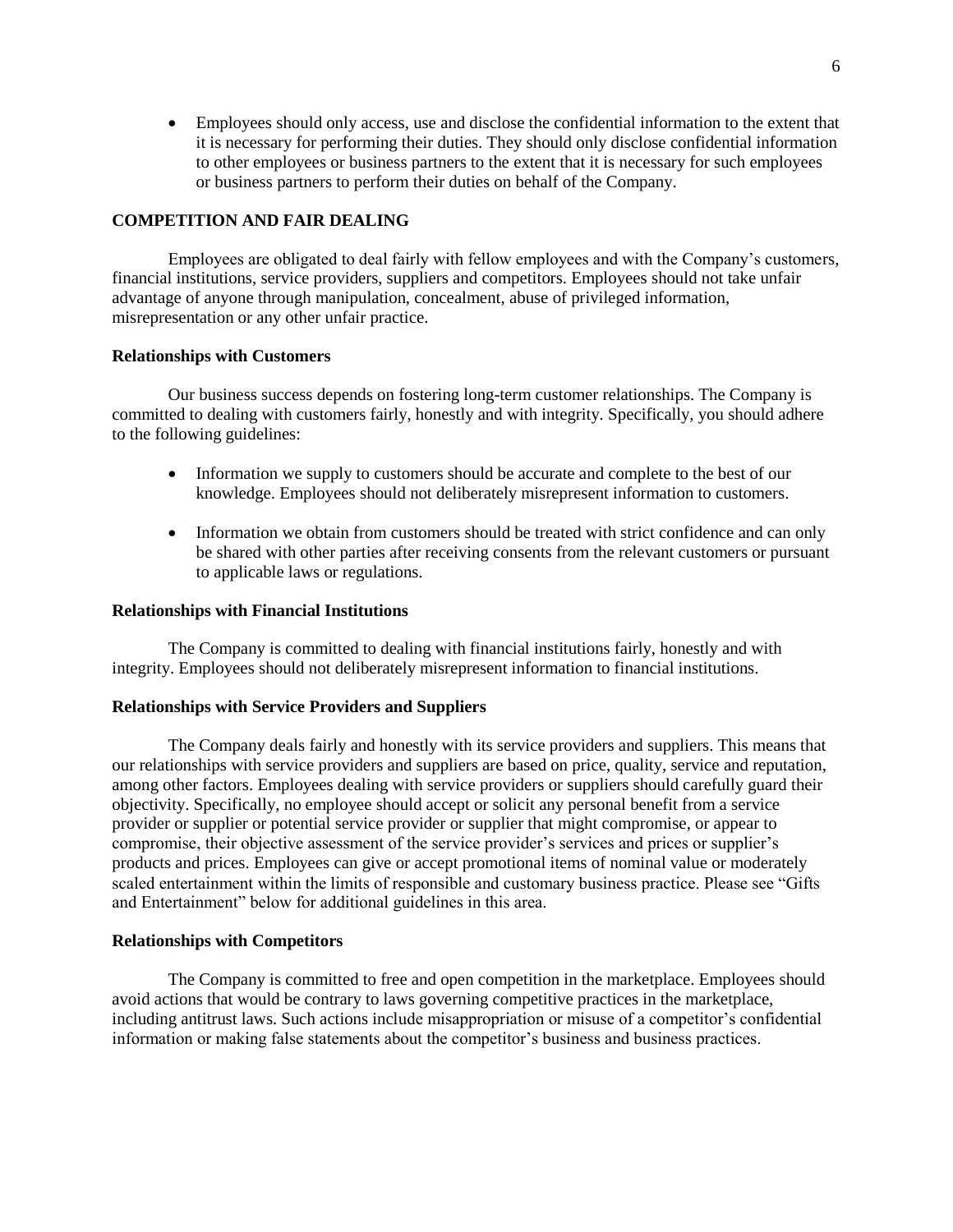- Employees should only access, use and disclose the confidential information to the extent that it is necessary for performing their duties. They should only disclose confidential information to other employees or business partners to the extent that it is necessary for such employees or business partners to perform their duties on behalf of the Company.

## COMPETITION AND FAIR DEALING

Employees are obligated to deal fairly with fellow employees and with the Company's customers, financial institutions, service providers, suppliers and competitors. Employees should not take unfair advantage of anyone through manipulation, concealment, abuse of privileged information, misrepresentation or any other unfair practice.

### Relationships with Customers

Our business success depends on fostering long-term customer relationships. The Company is committed to dealing with customers fairly, honestly and with integrity. Specifically, you should adhere to the following guidelines:

- Information we supply to customers should be accurate and complete to the best of our knowledge. Employees should not deliberately misrepresent information to customers.

- Information we obtain from customers should be treated with strict confidence and can only be shared with other parties after receiving consents from the relevant customers or pursuant to applicable laws or regulations.

### Relationships with Financial Institutions

The Company is committed to dealing with financial institutions fairly, honestly and with integrity. Employees should not deliberately misrepresent information to financial institutions.

### Relationships with Service Providers and Suppliers

The Company deals fairly and honestly with its service providers and suppliers. This means that our relationships with service providers and suppliers are based on price, quality, service and reputation, among other factors. Employees dealing with service providers or suppliers should carefully guard their objectivity. Specifically, no employee should accept or solicit any personal benefit from a service provider or supplier or potential service provider or supplier that might compromise, or appear to compromise, their objective assessment of the service provider's services and prices or supplier's products and prices. Employees can give or accept promotional items of nominal value or moderately scaled entertainment within the limits of responsible and customary business practice. Please see "Gifts and Entertainment" below for additional guidelines in this area.

### Relationships with Competitors

The Company is committed to free and open competition in the marketplace. Employees should avoid actions that would be contrary to laws governing competitive practices in the marketplace, including antitrust laws. Such actions include misappropriation or misuse of a competitor's confidential information or making false statements about the competitor's business and business practices.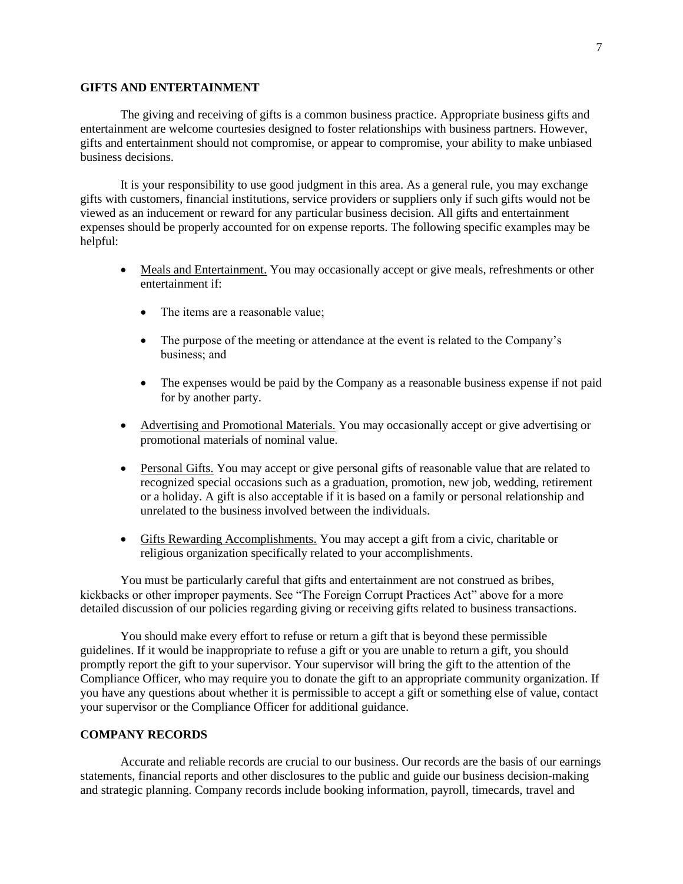## GIFTS AND ENTERTAINMENT

The giving and receiving of gifts is a common business practice. Appropriate business gifts and entertainment are welcome courtesies designed to foster relationships with business partners. However, gifts and entertainment should not compromise, or appear to compromise, your ability to make unbiased business decisions.

It is your responsibility to use good judgment in this area. As a general rule, you may exchange gifts with customers, financial institutions, service providers or suppliers only if such gifts would not be viewed as an inducement or reward for any particular business decision. All gifts and entertainment expenses should be properly accounted for on expense reports. The following specific examples may be helpful:

- Meals and Entertainment. You may occasionally accept or give meals, refreshments or other entertainment if:
  - The items are a reasonable value;
  - The purpose of the meeting or attendance at the event is related to the Company's business; and
  - The expenses would be paid by the Company as a reasonable business expense if not paid for by another party.
- Advertising and Promotional Materials. You may occasionally accept or give advertising or promotional materials of nominal value.
- Personal Gifts. You may accept or give personal gifts of reasonable value that are related to recognized special occasions such as a graduation, promotion, new job, wedding, retirement or a holiday. A gift is also acceptable if it is based on a family or personal relationship and unrelated to the business involved between the individuals.
- Gifts Rewarding Accomplishments. You may accept a gift from a civic, charitable or religious organization specifically related to your accomplishments.

You must be particularly careful that gifts and entertainment are not construed as bribes, kickbacks or other improper payments. See "The Foreign Corrupt Practices Act" above for a more detailed discussion of our policies regarding giving or receiving gifts related to business transactions.

You should make every effort to refuse or return a gift that is beyond these permissible guidelines. If it would be inappropriate to refuse a gift or you are unable to return a gift, you should promptly report the gift to your supervisor. Your supervisor will bring the gift to the attention of the Compliance Officer, who may require you to donate the gift to an appropriate community organization. If you have any questions about whether it is permissible to accept a gift or something else of value, contact your supervisor or the Compliance Officer for additional guidance.

## COMPANY RECORDS

Accurate and reliable records are crucial to our business. Our records are the basis of our earnings statements, financial reports and other disclosures to the public and guide our business decision-making and strategic planning. Company records include booking information, payroll, timecards, travel and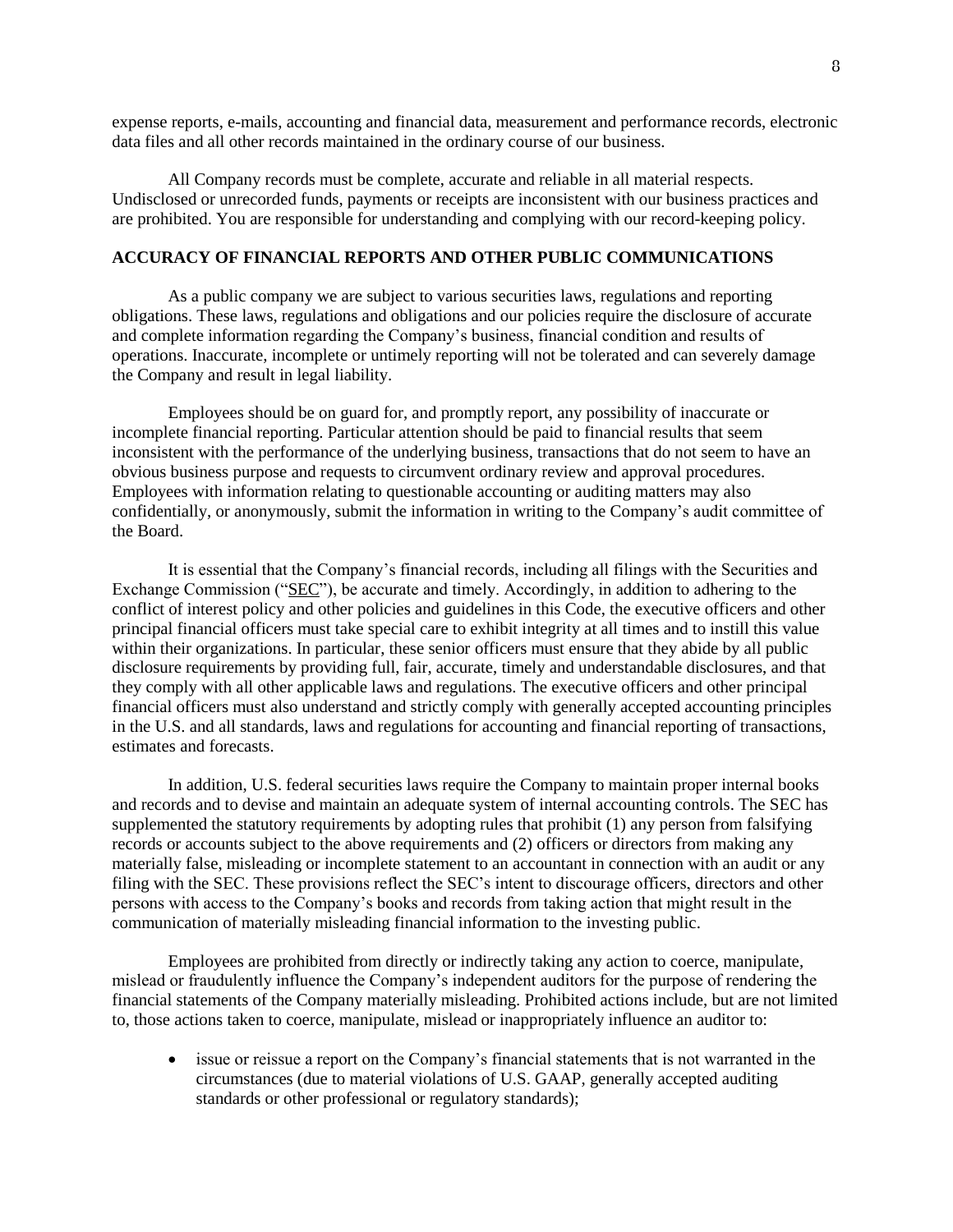expense reports, e-mails, accounting and financial data, measurement and performance records, electronic data files and all other records maintained in the ordinary course of our business.

All Company records must be complete, accurate and reliable in all material respects. Undisclosed or unrecorded funds, payments or receipts are inconsistent with our business practices and are prohibited. You are responsible for understanding and complying with our record-keeping policy.

## ACCURACY OF FINANCIAL REPORTS AND OTHER PUBLIC COMMUNICATIONS

As a public company we are subject to various securities laws, regulations and reporting obligations. These laws, regulations and obligations and our policies require the disclosure of accurate and complete information regarding the Company's business, financial condition and results of operations. Inaccurate, incomplete or untimely reporting will not be tolerated and can severely damage the Company and result in legal liability.

Employees should be on guard for, and promptly report, any possibility of inaccurate or incomplete financial reporting. Particular attention should be paid to financial results that seem inconsistent with the performance of the underlying business, transactions that do not seem to have an obvious business purpose and requests to circumvent ordinary review and approval procedures. Employees with information relating to questionable accounting or auditing matters may also confidentially, or anonymously, submit the information in writing to the Company's audit committee of the Board.

It is essential that the Company's financial records, including all filings with the Securities and Exchange Commission ("SEC"), be accurate and timely. Accordingly, in addition to adhering to the conflict of interest policy and other policies and guidelines in this Code, the executive officers and other principal financial officers must take special care to exhibit integrity at all times and to instill this value within their organizations. In particular, these senior officers must ensure that they abide by all public disclosure requirements by providing full, fair, accurate, timely and understandable disclosures, and that they comply with all other applicable laws and regulations. The executive officers and other principal financial officers must also understand and strictly comply with generally accepted accounting principles in the U.S. and all standards, laws and regulations for accounting and financial reporting of transactions, estimates and forecasts.

In addition, U.S. federal securities laws require the Company to maintain proper internal books and records and to devise and maintain an adequate system of internal accounting controls. The SEC has supplemented the statutory requirements by adopting rules that prohibit (1) any person from falsifying records or accounts subject to the above requirements and (2) officers or directors from making any materially false, misleading or incomplete statement to an accountant in connection with an audit or any filing with the SEC. These provisions reflect the SEC's intent to discourage officers, directors and other persons with access to the Company's books and records from taking action that might result in the communication of materially misleading financial information to the investing public.

Employees are prohibited from directly or indirectly taking any action to coerce, manipulate, mislead or fraudulently influence the Company's independent auditors for the purpose of rendering the financial statements of the Company materially misleading. Prohibited actions include, but are not limited to, those actions taken to coerce, manipulate, mislead or inappropriately influence an auditor to:

- issue or reissue a report on the Company's financial statements that is not warranted in the circumstances (due to material violations of U.S. GAAP, generally accepted auditing standards or other professional or regulatory standards);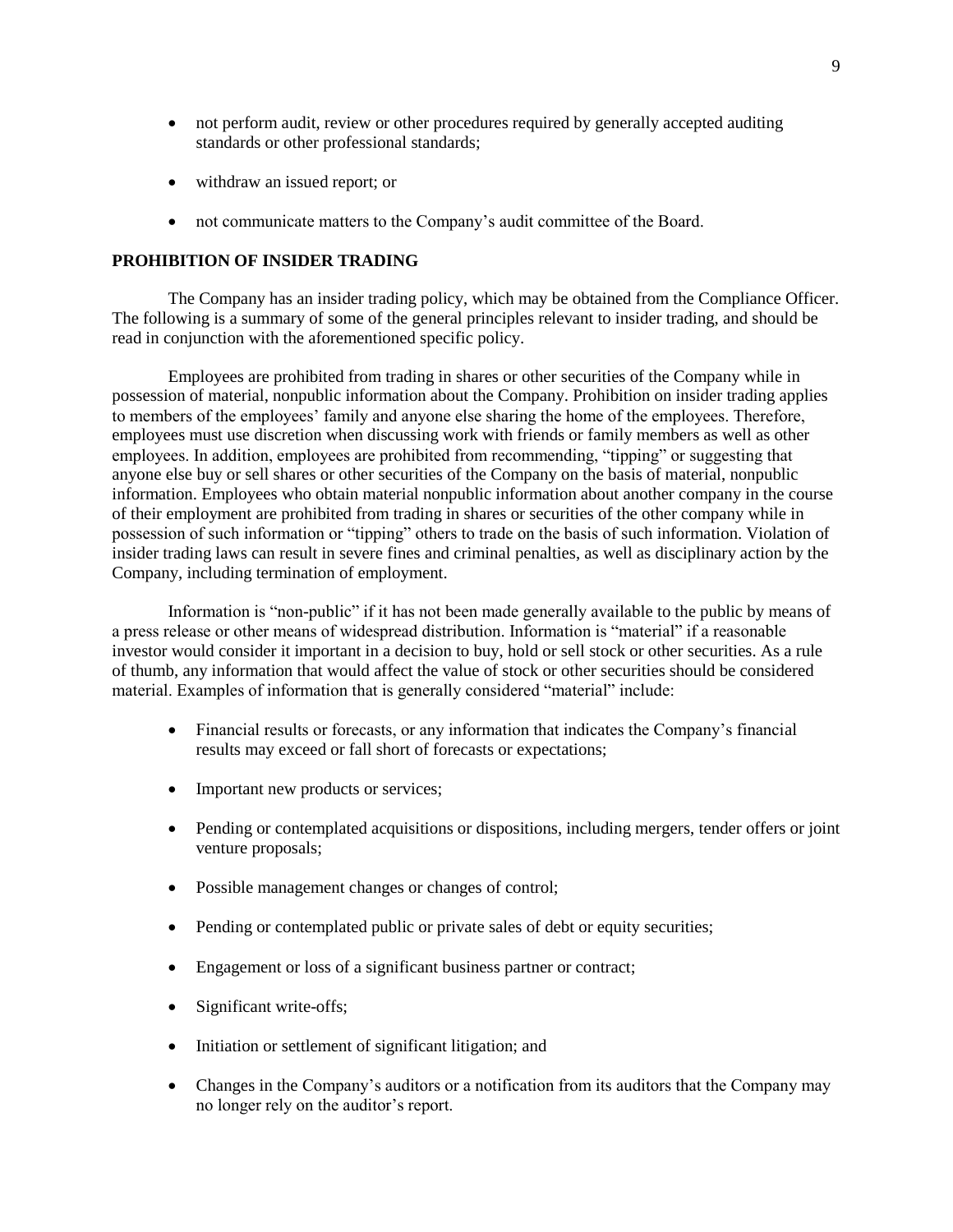- not perform audit, review or other procedures required by generally accepted auditing standards or other professional standards;

- withdraw an issued report; or

- not communicate matters to the Company's audit committee of the Board.

## PROHIBITION OF INSIDER TRADING

The Company has an insider trading policy, which may be obtained from the Compliance Officer. The following is a summary of some of the general principles relevant to insider trading, and should be read in conjunction with the aforementioned specific policy.

Employees are prohibited from trading in shares or other securities of the Company while in possession of material, nonpublic information about the Company. Prohibition on insider trading applies to members of the employees' family and anyone else sharing the home of the employees. Therefore, employees must use discretion when discussing work with friends or family members as well as other employees. In addition, employees are prohibited from recommending, "tipping" or suggesting that anyone else buy or sell shares or other securities of the Company on the basis of material, nonpublic information. Employees who obtain material nonpublic information about another company in the course of their employment are prohibited from trading in shares or securities of the other company while in possession of such information or "tipping" others to trade on the basis of such information. Violation of insider trading laws can result in severe fines and criminal penalties, as well as disciplinary action by the Company, including termination of employment.

Information is "non-public" if it has not been made generally available to the public by means of a press release or other means of widespread distribution. Information is "material" if a reasonable investor would consider it important in a decision to buy, hold or sell stock or other securities. As a rule of thumb, any information that would affect the value of stock or other securities should be considered material. Examples of information that is generally considered "material" include:

- Financial results or forecasts, or any information that indicates the Company's financial results may exceed or fall short of forecasts or expectations;

- Important new products or services;

- Pending or contemplated acquisitions or dispositions, including mergers, tender offers or joint venture proposals;

- Possible management changes or changes of control;

- Pending or contemplated public or private sales of debt or equity securities;

- Engagement or loss of a significant business partner or contract;

- Significant write-offs;

- Initiation or settlement of significant litigation; and

- Changes in the Company's auditors or a notification from its auditors that the Company may no longer rely on the auditor's report.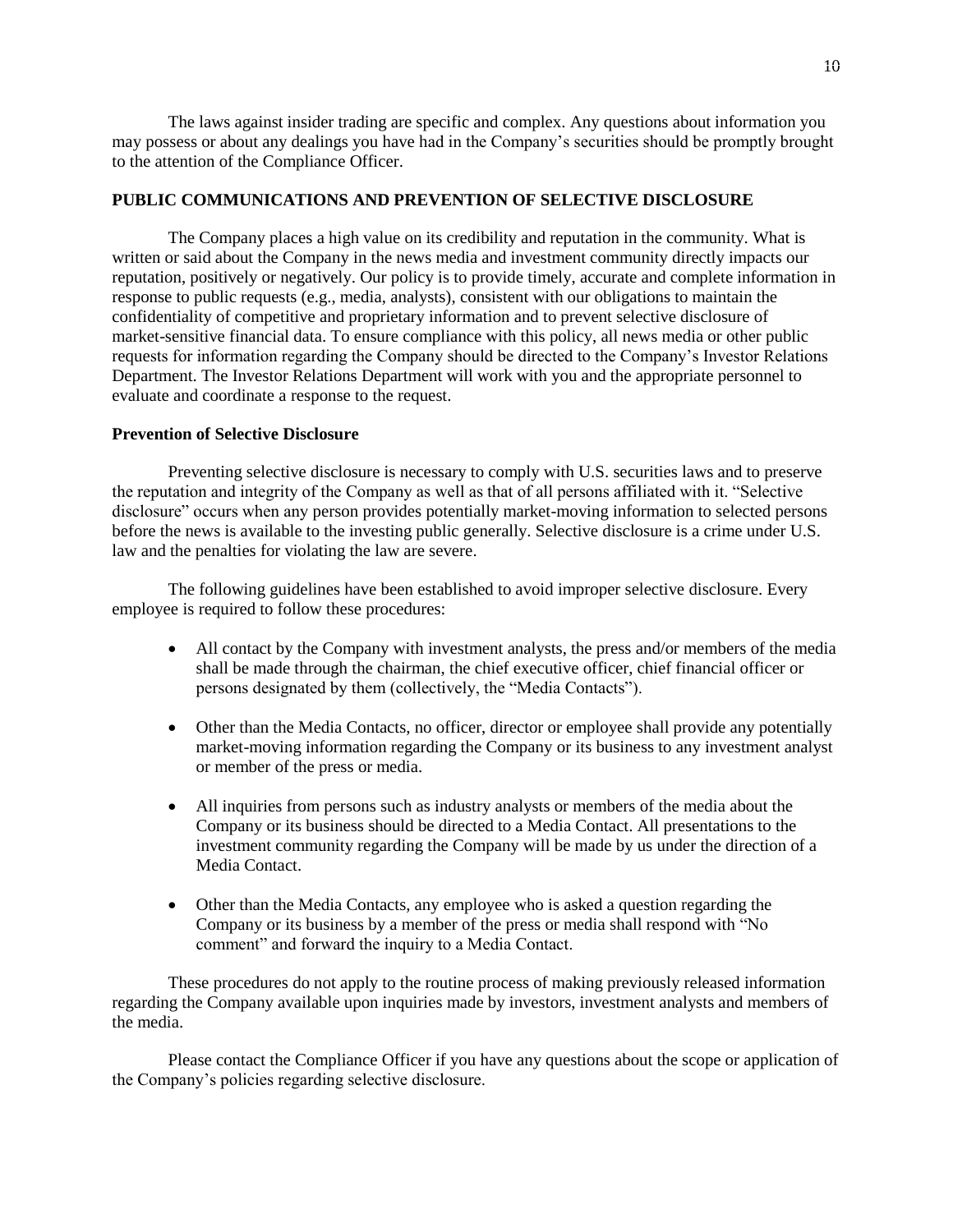The laws against insider trading are specific and complex. Any questions about information you may possess or about any dealings you have had in the Company's securities should be promptly brought to the attention of the Compliance Officer.

## PUBLIC COMMUNICATIONS AND PREVENTION OF SELECTIVE DISCLOSURE

The Company places a high value on its credibility and reputation in the community. What is written or said about the Company in the news media and investment community directly impacts our reputation, positively or negatively. Our policy is to provide timely, accurate and complete information in response to public requests (e.g., media, analysts), consistent with our obligations to maintain the confidentiality of competitive and proprietary information and to prevent selective disclosure of market-sensitive financial data. To ensure compliance with this policy, all news media or other public requests for information regarding the Company should be directed to the Company's Investor Relations Department. The Investor Relations Department will work with you and the appropriate personnel to evaluate and coordinate a response to the request.

### Prevention of Selective Disclosure

Preventing selective disclosure is necessary to comply with U.S. securities laws and to preserve the reputation and integrity of the Company as well as that of all persons affiliated with it. "Selective disclosure" occurs when any person provides potentially market-moving information to selected persons before the news is available to the investing public generally. Selective disclosure is a crime under U.S. law and the penalties for violating the law are severe.

The following guidelines have been established to avoid improper selective disclosure. Every employee is required to follow these procedures:

- All contact by the Company with investment analysts, the press and/or members of the media shall be made through the chairman, the chief executive officer, chief financial officer or persons designated by them (collectively, the "Media Contacts").
- Other than the Media Contacts, no officer, director or employee shall provide any potentially market-moving information regarding the Company or its business to any investment analyst or member of the press or media.
- All inquiries from persons such as industry analysts or members of the media about the Company or its business should be directed to a Media Contact. All presentations to the investment community regarding the Company will be made by us under the direction of a Media Contact.
- Other than the Media Contacts, any employee who is asked a question regarding the Company or its business by a member of the press or media shall respond with "No comment" and forward the inquiry to a Media Contact.

These procedures do not apply to the routine process of making previously released information regarding the Company available upon inquiries made by investors, investment analysts and members of the media.

Please contact the Compliance Officer if you have any questions about the scope or application of the Company's policies regarding selective disclosure.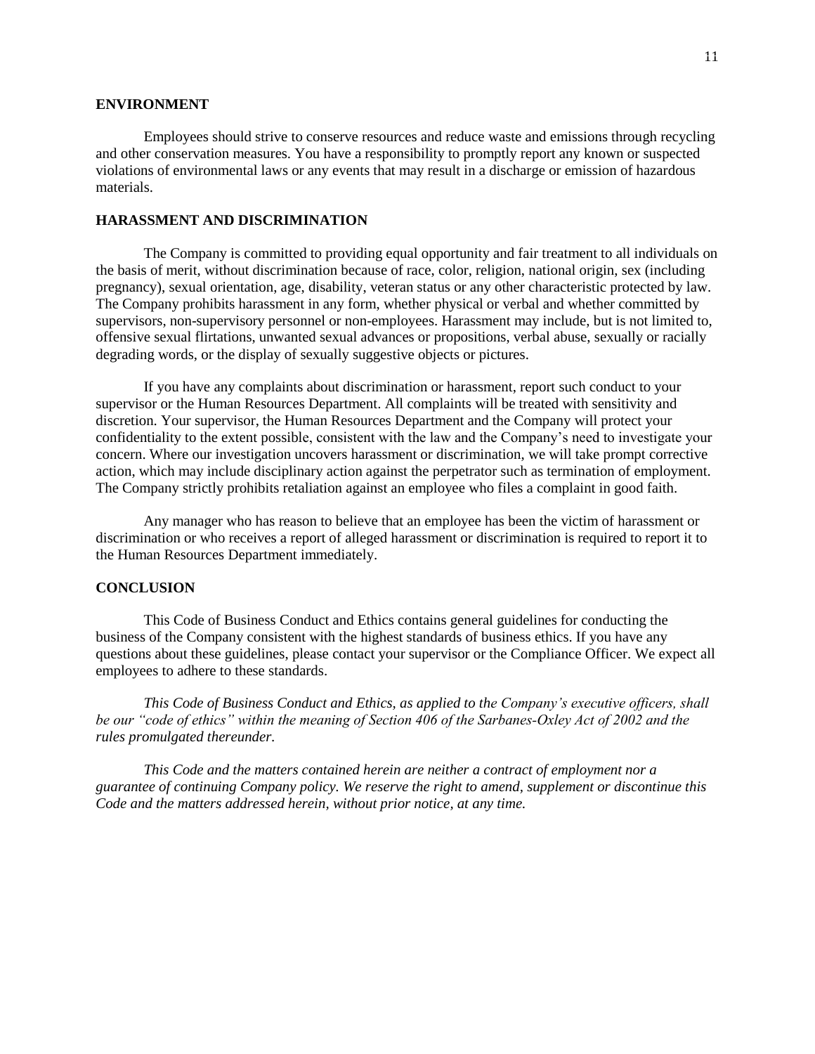## ENVIRONMENT

Employees should strive to conserve resources and reduce waste and emissions through recycling and other conservation measures. You have a responsibility to promptly report any known or suspected violations of environmental laws or any events that may result in a discharge or emission of hazardous materials.

## HARASSMENT AND DISCRIMINATION

The Company is committed to providing equal opportunity and fair treatment to all individuals on the basis of merit, without discrimination because of race, color, religion, national origin, sex (including pregnancy), sexual orientation, age, disability, veteran status or any other characteristic protected by law. The Company prohibits harassment in any form, whether physical or verbal and whether committed by supervisors, non-supervisory personnel or non-employees. Harassment may include, but is not limited to, offensive sexual flirtations, unwanted sexual advances or propositions, verbal abuse, sexually or racially degrading words, or the display of sexually suggestive objects or pictures.

If you have any complaints about discrimination or harassment, report such conduct to your supervisor or the Human Resources Department. All complaints will be treated with sensitivity and discretion. Your supervisor, the Human Resources Department and the Company will protect your confidentiality to the extent possible, consistent with the law and the Company's need to investigate your concern. Where our investigation uncovers harassment or discrimination, we will take prompt corrective action, which may include disciplinary action against the perpetrator such as termination of employment. The Company strictly prohibits retaliation against an employee who files a complaint in good faith.

Any manager who has reason to believe that an employee has been the victim of harassment or discrimination or who receives a report of alleged harassment or discrimination is required to report it to the Human Resources Department immediately.

## CONCLUSION

This Code of Business Conduct and Ethics contains general guidelines for conducting the business of the Company consistent with the highest standards of business ethics. If you have any questions about these guidelines, please contact your supervisor or the Compliance Officer. We expect all employees to adhere to these standards.

*This Code of Business Conduct and Ethics, as applied to the Company's executive officers, shall be our "code of ethics" within the meaning of Section 406 of the Sarbanes-Oxley Act of 2002 and the rules promulgated thereunder.*

*This Code and the matters contained herein are neither a contract of employment nor a guarantee of continuing Company policy. We reserve the right to amend, supplement or discontinue this Code and the matters addressed herein, without prior notice, at any time.*